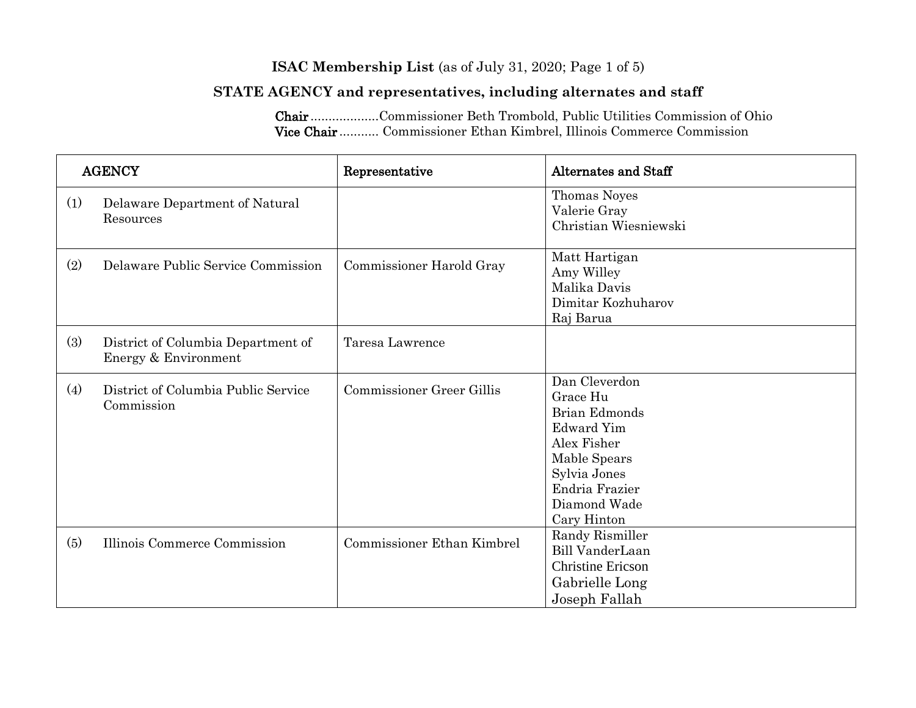**ISAC Membership List** (as of July 31, 2020; Page 1 of 5)

**STATE AGENCY and representatives, including alternates and staff**

**Chair**..................Commissioner Beth Trombold, Public Utilities Commission of Ohio
**Vice Chair**........... Commissioner Ethan Kimbrel, Illinois Commerce Commission

| AGENCY | Representative | Alternates and Staff |
|---|---|---|
| (1) Delaware Department of Natural Resources | | Thomas Noyes<br>Valerie Gray<br>Christian Wiesniewski |
| (2) Delaware Public Service Commission | Commissioner Harold Gray | Matt Hartigan<br>Amy Willey<br>Malika Davis<br>Dimitar Kozhuharov<br>Raj Barua |
| (3) District of Columbia Department of Energy & Environment | Taresa Lawrence | |
| (4) District of Columbia Public Service Commission | Commissioner Greer Gillis | Dan Cleverdon<br>Grace Hu<br>Brian Edmonds<br>Edward Yim<br>Alex Fisher<br>Mable Spears<br>Sylvia Jones<br>Endria Frazier<br>Diamond Wade<br>Cary Hinton |
| (5) Illinois Commerce Commission | Commissioner Ethan Kimbrel | Randy Rismiller<br>Bill VanderLaan<br>Christine Ericson<br>Gabrielle Long<br>Joseph Fallah |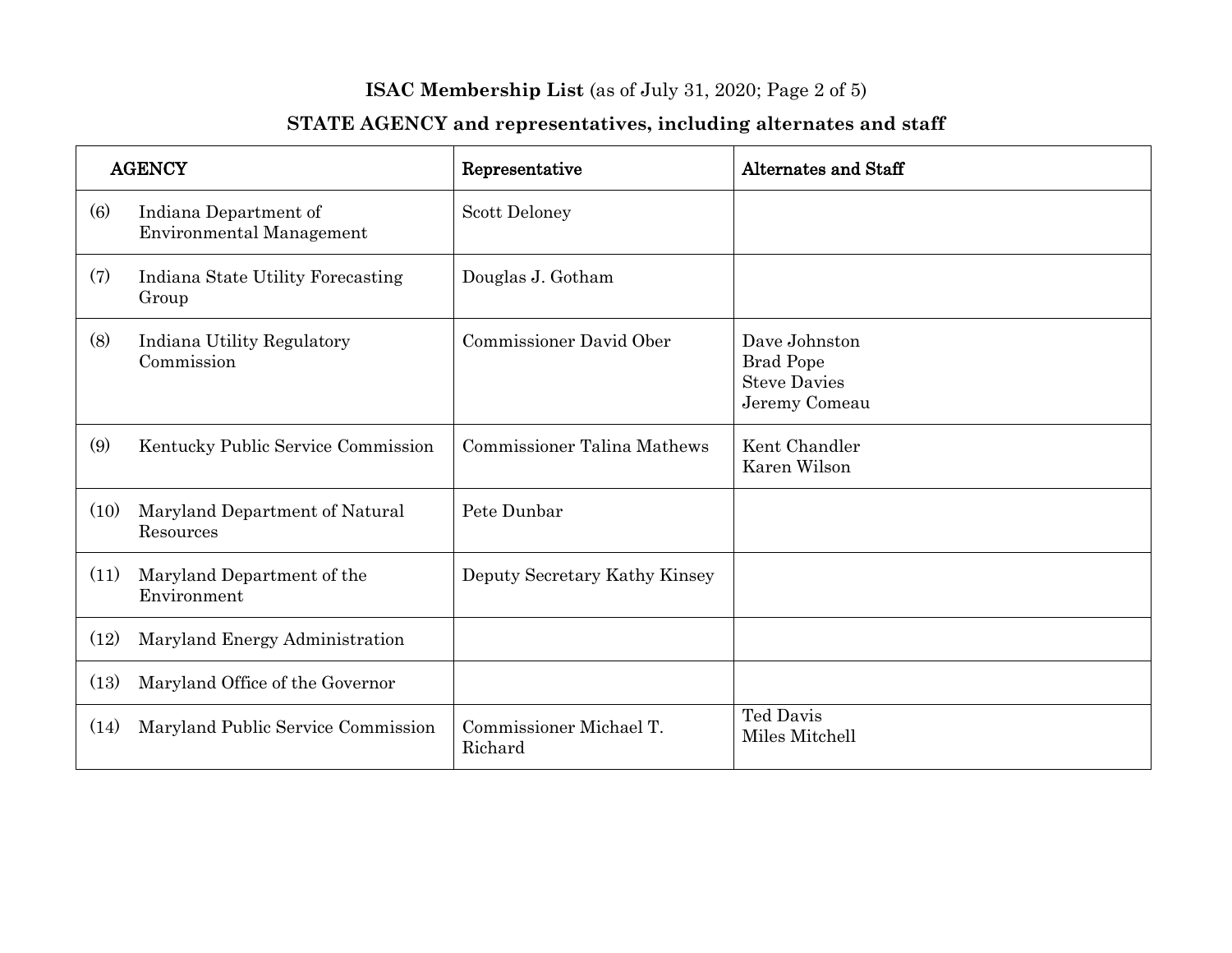**ISAC Membership List** (as of July 31, 2020; Page 2 of 5)

**STATE AGENCY and representatives, including alternates and staff**

| AGENCY | Representative | Alternates and Staff |
|---|---|---|
| (6) Indiana Department of Environmental Management | Scott Deloney | |
| (7) Indiana State Utility Forecasting Group | Douglas J. Gotham | |
| (8) Indiana Utility Regulatory Commission | Commissioner David Ober | Dave Johnston<br>Brad Pope<br>Steve Davies<br>Jeremy Comeau |
| (9) Kentucky Public Service Commission | Commissioner Talina Mathews | Kent Chandler<br>Karen Wilson |
| (10) Maryland Department of Natural Resources | Pete Dunbar | |
| (11) Maryland Department of the Environment | Deputy Secretary Kathy Kinsey | |
| (12) Maryland Energy Administration | | |
| (13) Maryland Office of the Governor | | |
| (14) Maryland Public Service Commission | Commissioner Michael T. Richard | Ted Davis<br>Miles Mitchell |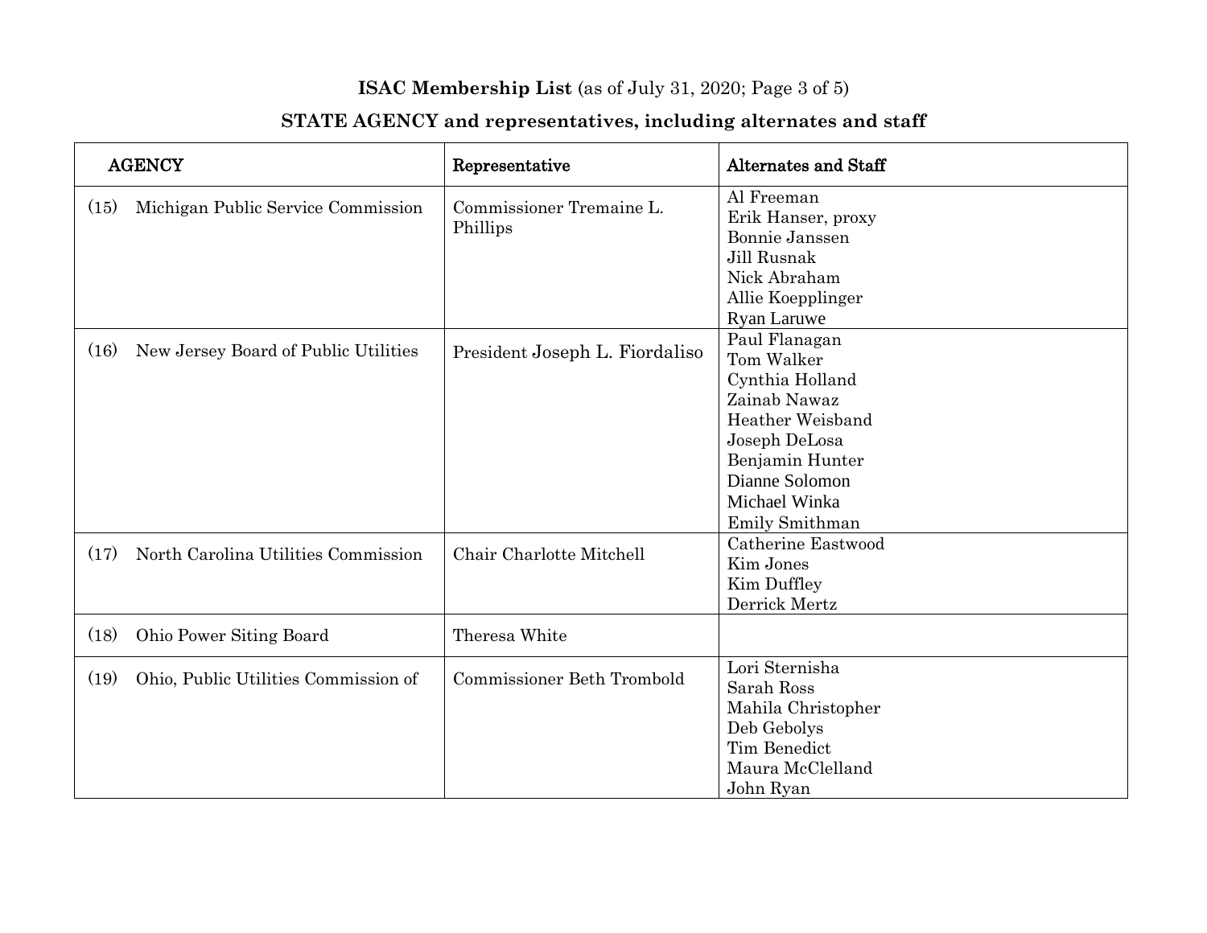**ISAC Membership List** (as of July 31, 2020; Page 3 of 5)

**STATE AGENCY and representatives, including alternates and staff**

| AGENCY | Representative | Alternates and Staff |
|---|---|---|
| (15) Michigan Public Service Commission | Commissioner Tremaine L. Phillips | Al Freeman<br>Erik Hanser, proxy<br>Bonnie Janssen<br>Jill Rusnak<br>Nick Abraham<br>Allie Koepplinger<br>Ryan Laruwe |
| (16) New Jersey Board of Public Utilities | President Joseph L. Fiordaliso | Paul Flanagan<br>Tom Walker<br>Cynthia Holland<br>Zainab Nawaz<br>Heather Weisband<br>Joseph DeLosa<br>Benjamin Hunter<br>Dianne Solomon<br>Michael Winka<br>Emily Smithman |
| (17) North Carolina Utilities Commission | Chair Charlotte Mitchell | Catherine Eastwood<br>Kim Jones<br>Kim Duffley<br>Derrick Mertz |
| (18) Ohio Power Siting Board | Theresa White | |
| (19) Ohio, Public Utilities Commission of | Commissioner Beth Trombold | Lori Sternisha<br>Sarah Ross<br>Mahila Christopher<br>Deb Gebolys<br>Tim Benedict<br>Maura McClelland<br>John Ryan |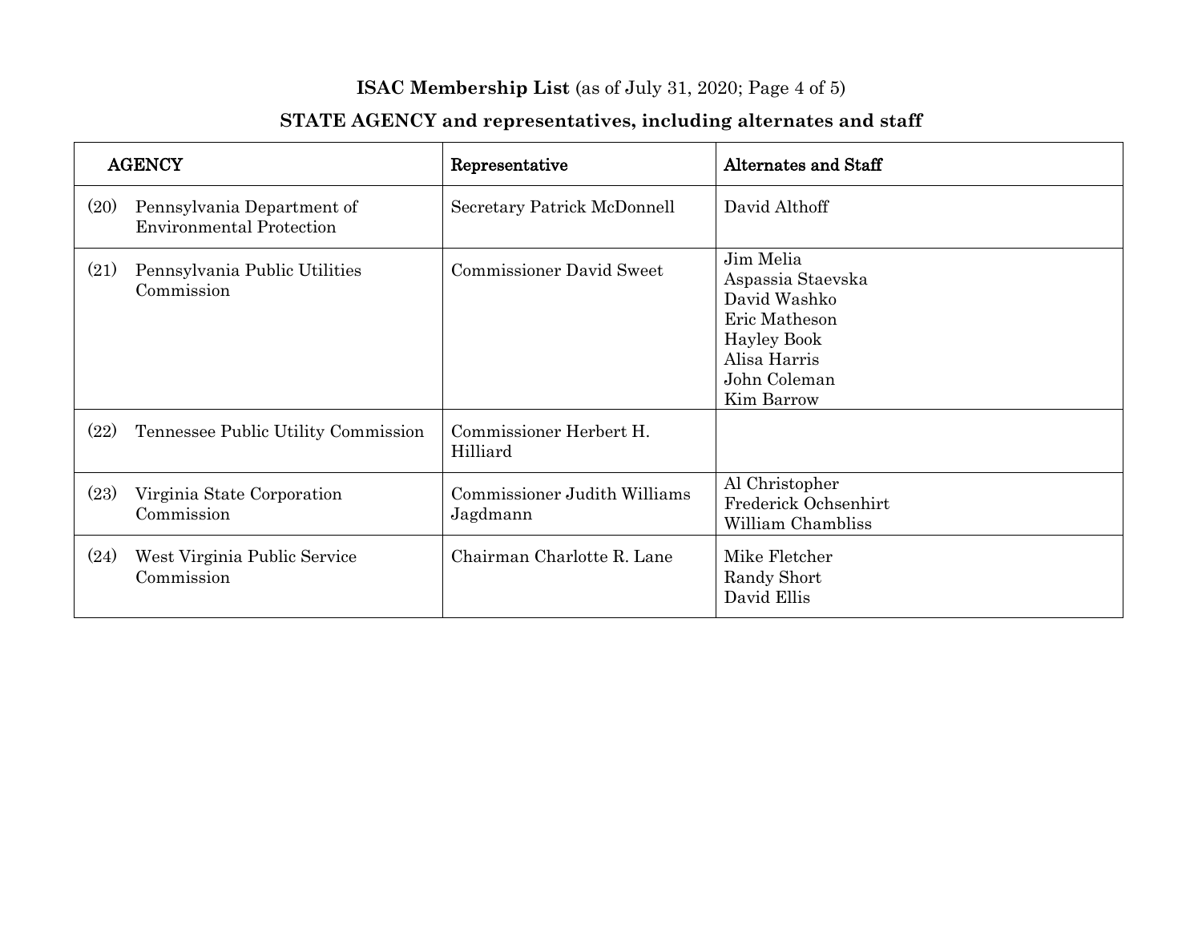**ISAC Membership List** (as of July 31, 2020; Page 4 of 5)

**STATE AGENCY and representatives, including alternates and staff**

| AGENCY | Representative | Alternates and Staff |
|---|---|---|
| (20) Pennsylvania Department of Environmental Protection | Secretary Patrick McDonnell | David Althoff |
| (21) Pennsylvania Public Utilities Commission | Commissioner David Sweet | Jim Melia<br>Aspassia Staevska<br>David Washko<br>Eric Matheson<br>Hayley Book<br>Alisa Harris<br>John Coleman<br>Kim Barrow |
| (22) Tennessee Public Utility Commission | Commissioner Herbert H. Hilliard | |
| (23) Virginia State Corporation Commission | Commissioner Judith Williams Jagdmann | Al Christopher<br>Frederick Ochsenhirt<br>William Chambliss |
| (24) West Virginia Public Service Commission | Chairman Charlotte R. Lane | Mike Fletcher<br>Randy Short<br>David Ellis |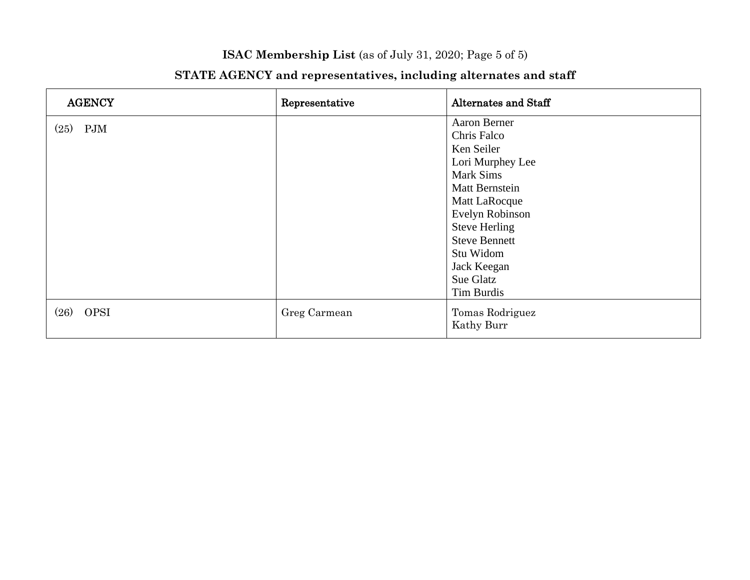**ISAC Membership List** (as of July 31, 2020; Page 5 of 5)

**STATE AGENCY and representatives, including alternates and staff**

| AGENCY | Representative | Alternates and Staff |
| --- | --- | --- |
| (25) PJM | | Aaron Berner<br>Chris Falco<br>Ken Seiler<br>Lori Murphey Lee<br>Mark Sims<br>Matt Bernstein<br>Matt LaRocque<br>Evelyn Robinson<br>Steve Herling<br>Steve Bennett<br>Stu Widom<br>Jack Keegan<br>Sue Glatz<br>Tim Burdis |
| (26) OPSI | Greg Carmean | Tomas Rodriguez<br>Kathy Burr |